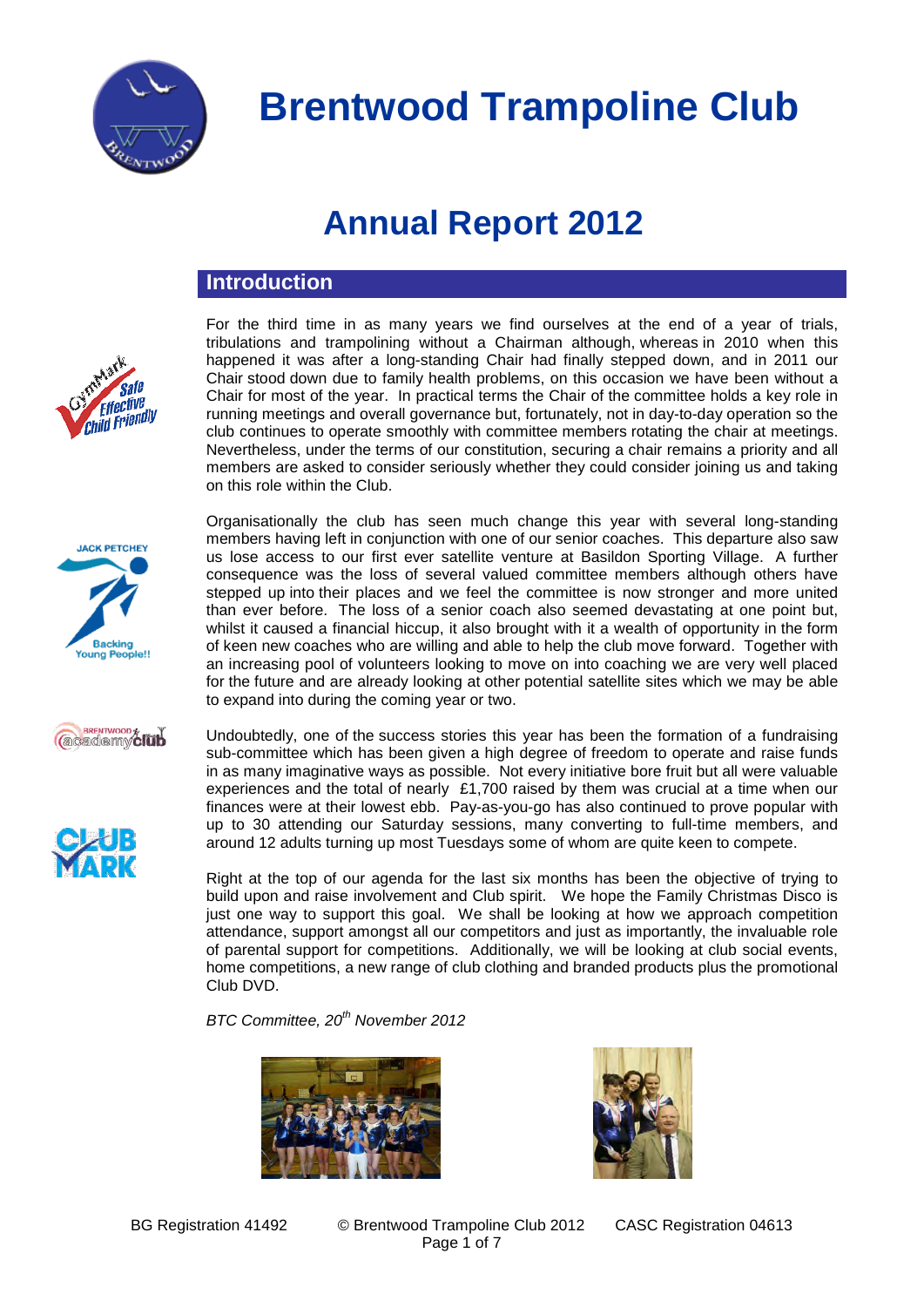# Brentwood Trampoline Club

# Annual Report 2012

## Introduction

For the third time in as many years we find ourselves at the end of a year of trials, tribulations and trampolining without a Chairman although, whereas in 2010 when this happened it was after a long-standing Chair had finally stepped down, and in 2011 our Chair stood down due to family health problems, on this occasion we have been without a Chair for most of the year. In practical terms the Chair of the committee holds a key role in running meetings and overall governance but, fortunately, not in day-to-day operation so the club continues to operate smoothly with committee members rotating the chair at meetings. Nevertheless, under the terms of our constitution, securing a chair remains a priority and all members are asked to consider seriously whether they could consider joining us and taking on this role within the Club.

Organisationally the club has seen much change this year with several long-standing members having left in conjunction with one of our senior coaches. This departure also saw us lose access to our first ever satellite venture at Basildon Sporting Village. A further consequence was the loss of several valued committee members although others have stepped up into their places and we feel the committee is now stronger and more united than ever before. The loss of a senior coach also seemed devastating at one point but, whilst it caused a financial hiccup, it also brought with it a wealth of opportunity in the form of keen new coaches who are willing and able to help the club move forward. Together with an increasing pool of volunteers looking to move on into coaching we are very well placed for the future and are already looking at other potential satellite sites which we may be able to expand into during the coming year or two.

Undoubtedly, one of the success stories this year has been the formation of a fundraising sub-committee which has been given a high degree of freedom to operate and raise funds in as many imaginative ways as possible. Not every initiative bore fruit but all were valuable experiences and the total of nearly £1,700 raised by them was crucial at a time when our finances were at their lowest ebb. Pay-as-you-go has also continued to prove popular with up to 30 attending our Saturday sessions, many converting to full-time members, and around 12 adults turning up most Tuesdays some of whom are quite keen to compete.

Right at the top of our agenda for the last six months has been the objective of trying to build upon and raise involvement and Club spirit. We hope the Family Christmas Disco is just one way to support this goal. We shall be looking at how we approach competition attendance, support amongst all our competitors and just as importantly, the invaluable role of parental support for competitions. Additionally, we will be looking at club social events, home competitions, a new range of club clothing and branded products plus the promotional Club DVD.

*BTC Committee, 20th November 2012*

BG Registration 41492 © Brentwood Trampoline Club 2012 CASC Registration 04613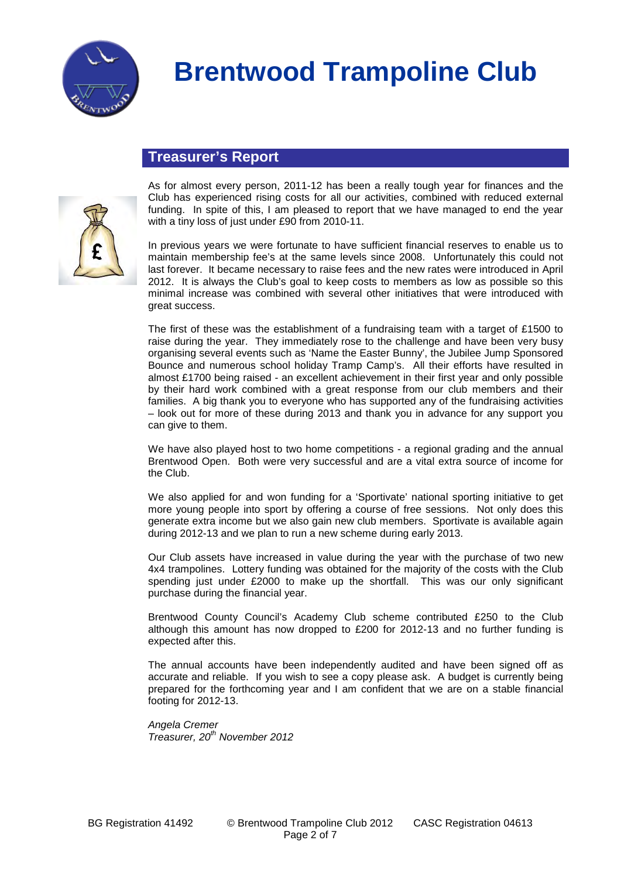# Brentwood Trampoline Club

## Treasurer's Report

As for almost every person, 2011-12 has been a really tough year for finances and the Club has experienced rising costs for all our activities, combined with reduced external funding. In spite of this, I am pleased to report that we have managed to end the year with a tiny loss of just under £90 from 2010-11.

In previous years we were fortunate to have sufficient financial reserves to enable us to maintain membership fee's at the same levels since 2008. Unfortunately this could not last forever. It became necessary to raise fees and the new rates were introduced in April 2012. It is always the Club's goal to keep costs to members as low as possible so this minimal increase was combined with several other initiatives that were introduced with great success.

The first of these was the establishment of a fundraising team with a target of £1500 to raise during the year. They immediately rose to the challenge and have been very busy organising several events such as 'Name the Easter Bunny', the Jubilee Jump Sponsored Bounce and numerous school holiday Tramp Camp's. All their efforts have resulted in almost £1700 being raised - an excellent achievement in their first year and only possible by their hard work combined with a great response from our club members and their families. A big thank you to everyone who has supported any of the fundraising activities – look out for more of these during 2013 and thank you in advance for any support you can give to them.

We have also played host to two home competitions - a regional grading and the annual Brentwood Open. Both were very successful and are a vital extra source of income for the Club.

We also applied for and won funding for a 'Sportivate' national sporting initiative to get more young people into sport by offering a course of free sessions. Not only does this generate extra income but we also gain new club members. Sportivate is available again during 2012-13 and we plan to run a new scheme during early 2013.

Our Club assets have increased in value during the year with the purchase of two new 4x4 trampolines. Lottery funding was obtained for the majority of the costs with the Club spending just under £2000 to make up the shortfall. This was our only significant purchase during the financial year.

Brentwood County Council's Academy Club scheme contributed £250 to the Club although this amount has now dropped to £200 for 2012-13 and no further funding is expected after this.

The annual accounts have been independently audited and have been signed off as accurate and reliable. If you wish to see a copy please ask. A budget is currently being prepared for the forthcoming year and I am confident that we are on a stable financial footing for 2012-13.

*Angela Cremer*
*Treasurer, 20th November 2012*

BG Registration 41492 © Brentwood Trampoline Club 2012 CASC Registration 04613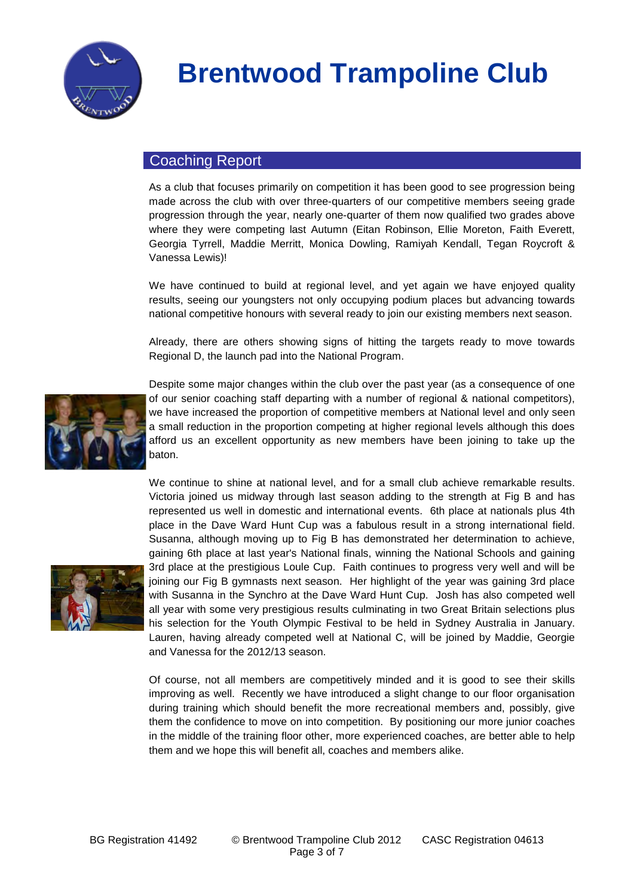# Brentwood Trampoline Club

## Coaching Report

As a club that focuses primarily on competition it has been good to see progression being made across the club with over three-quarters of our competitive members seeing grade progression through the year, nearly one-quarter of them now qualified two grades above where they were competing last Autumn (Eitan Robinson, Ellie Moreton, Faith Everett, Georgia Tyrrell, Maddie Merritt, Monica Dowling, Ramiyah Kendall, Tegan Roycroft & Vanessa Lewis)!

We have continued to build at regional level, and yet again we have enjoyed quality results, seeing our youngsters not only occupying podium places but advancing towards national competitive honours with several ready to join our existing members next season.

Already, there are others showing signs of hitting the targets ready to move towards Regional D, the launch pad into the National Program.

Despite some major changes within the club over the past year (as a consequence of one of our senior coaching staff departing with a number of regional & national competitors), we have increased the proportion of competitive members at National level and only seen a small reduction in the proportion competing at higher regional levels although this does afford us an excellent opportunity as new members have been joining to take up the baton.

We continue to shine at national level, and for a small club achieve remarkable results. Victoria joined us midway through last season adding to the strength at Fig B and has represented us well in domestic and international events. 6th place at nationals plus 4th place in the Dave Ward Hunt Cup was a fabulous result in a strong international field. Susanna, although moving up to Fig B has demonstrated her determination to achieve, gaining 6th place at last year's National finals, winning the National Schools and gaining 3rd place at the prestigious Loule Cup. Faith continues to progress very well and will be joining our Fig B gymnasts next season. Her highlight of the year was gaining 3rd place with Susanna in the Synchro at the Dave Ward Hunt Cup. Josh has also competed well all year with some very prestigious results culminating in two Great Britain selections plus his selection for the Youth Olympic Festival to be held in Sydney Australia in January. Lauren, having already competed well at National C, will be joined by Maddie, Georgie and Vanessa for the 2012/13 season.

Of course, not all members are competitively minded and it is good to see their skills improving as well. Recently we have introduced a slight change to our floor organisation during training which should benefit the more recreational members and, possibly, give them the confidence to move on into competition. By positioning our more junior coaches in the middle of the training floor other, more experienced coaches, are better able to help them and we hope this will benefit all, coaches and members alike.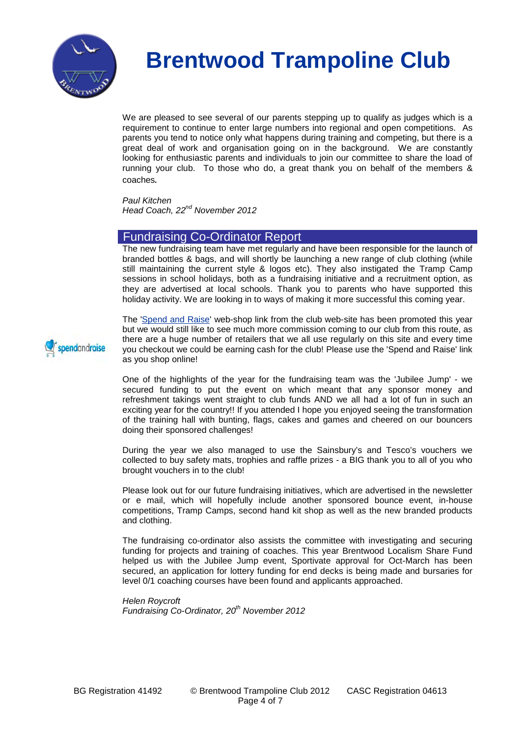# Brentwood Trampoline Club

We are pleased to see several of our parents stepping up to qualify as judges which is a requirement to continue to enter large numbers into regional and open competitions. As parents you tend to notice only what happens during training and competing, but there is a great deal of work and organisation going on in the background. We are constantly looking for enthusiastic parents and individuals to join our committee to share the load of running your club. To those who do, a great thank you on behalf of the members & coaches.

*Paul Kitchen*
*Head Coach, 22nd November 2012*

## Fundraising Co-Ordinator Report

The new fundraising team have met regularly and have been responsible for the launch of branded bottles & bags, and will shortly be launching a new range of club clothing (while still maintaining the current style & logos etc). They also instigated the Tramp Camp sessions in school holidays, both as a fundraising initiative and a recruitment option, as they are advertised at local schools. Thank you to parents who have supported this holiday activity. We are looking in to ways of making it more successful this coming year.

The 'Spend and Raise' web-shop link from the club web-site has been promoted this year but we would still like to see much more commission coming to our club from this route, as there are a huge number of retailers that we all use regularly on this site and every time you checkout we could be earning cash for the club! Please use the 'Spend and Raise' link as you shop online!

One of the highlights of the year for the fundraising team was the 'Jubilee Jump' - we secured funding to put the event on which meant that any sponsor money and refreshment takings went straight to club funds AND we all had a lot of fun in such an exciting year for the country!! If you attended I hope you enjoyed seeing the transformation of the training hall with bunting, flags, cakes and games and cheered on our bouncers doing their sponsored challenges!

During the year we also managed to use the Sainsbury's and Tesco's vouchers we collected to buy safety mats, trophies and raffle prizes - a BIG thank you to all of you who brought vouchers in to the club!

Please look out for our future fundraising initiatives, which are advertised in the newsletter or e mail, which will hopefully include another sponsored bounce event, in-house competitions, Tramp Camps, second hand kit shop as well as the new branded products and clothing.

The fundraising co-ordinator also assists the committee with investigating and securing funding for projects and training of coaches. This year Brentwood Localism Share Fund helped us with the Jubilee Jump event, Sportivate approval for Oct-March has been secured, an application for lottery funding for end decks is being made and bursaries for level 0/1 coaching courses have been found and applicants approached.

*Helen Roycroft*
*Fundraising Co-Ordinator, 20th November 2012*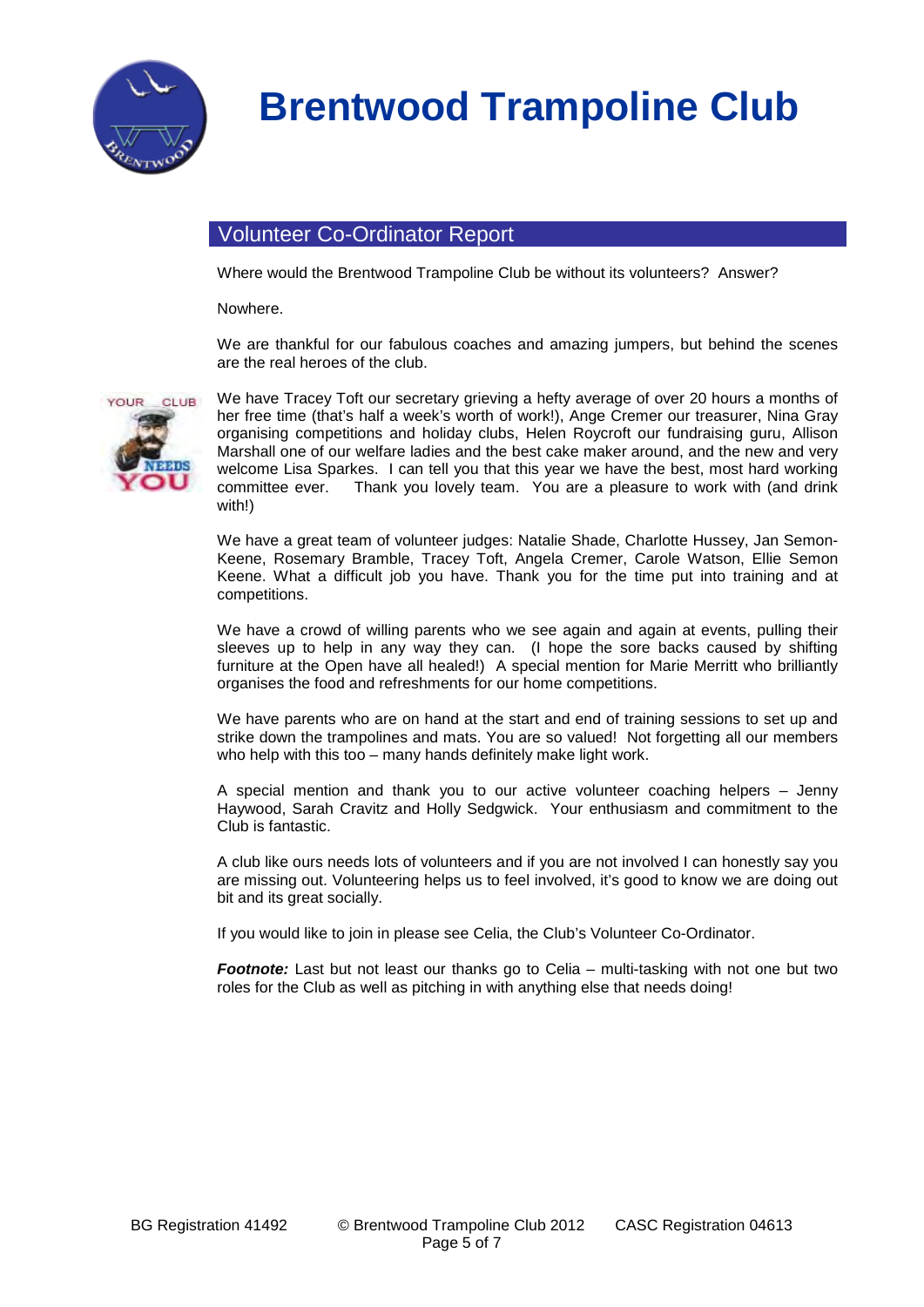# Brentwood Trampoline Club

## Volunteer Co-Ordinator Report

Where would the Brentwood Trampoline Club be without its volunteers? Answer?

Nowhere.

We are thankful for our fabulous coaches and amazing jumpers, but behind the scenes are the real heroes of the club.

We have Tracey Toft our secretary grieving a hefty average of over 20 hours a months of her free time (that's half a week's worth of work!), Ange Cremer our treasurer, Nina Gray organising competitions and holiday clubs, Helen Roycroft our fundraising guru, Allison Marshall one of our welfare ladies and the best cake maker around, and the new and very welcome Lisa Sparkes. I can tell you that this year we have the best, most hard working committee ever. Thank you lovely team. You are a pleasure to work with (and drink with!)

We have a great team of volunteer judges: Natalie Shade, Charlotte Hussey, Jan Semon-Keene, Rosemary Bramble, Tracey Toft, Angela Cremer, Carole Watson, Ellie Semon Keene. What a difficult job you have. Thank you for the time put into training and at competitions.

We have a crowd of willing parents who we see again and again at events, pulling their sleeves up to help in any way they can. (I hope the sore backs caused by shifting furniture at the Open have all healed!) A special mention for Marie Merritt who brilliantly organises the food and refreshments for our home competitions.

We have parents who are on hand at the start and end of training sessions to set up and strike down the trampolines and mats. You are so valued! Not forgetting all our members who help with this too – many hands definitely make light work.

A special mention and thank you to our active volunteer coaching helpers – Jenny Haywood, Sarah Cravitz and Holly Sedgwick. Your enthusiasm and commitment to the Club is fantastic.

A club like ours needs lots of volunteers and if you are not involved I can honestly say you are missing out. Volunteering helps us to feel involved, it's good to know we are doing out bit and its great socially.

If you would like to join in please see Celia, the Club's Volunteer Co-Ordinator.

***Footnote:*** Last but not least our thanks go to Celia – multi-tasking with not one but two roles for the Club as well as pitching in with anything else that needs doing!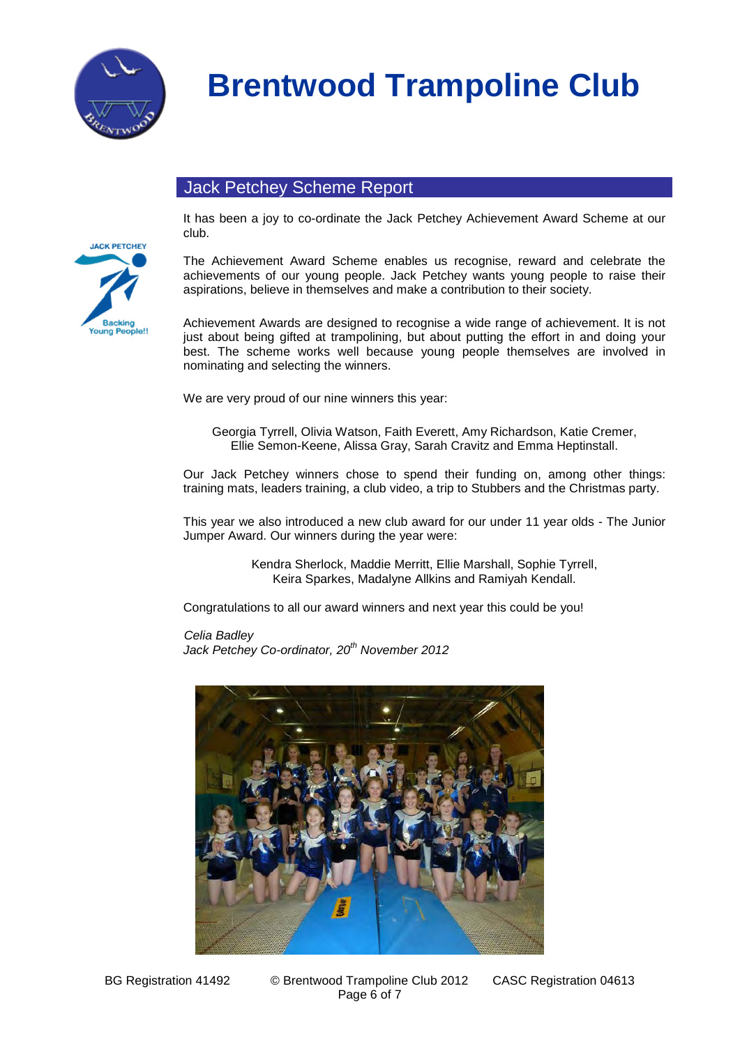# Brentwood Trampoline Club

## Jack Petchey Scheme Report

It has been a joy to co-ordinate the Jack Petchey Achievement Award Scheme at our club.

The Achievement Award Scheme enables us recognise, reward and celebrate the achievements of our young people. Jack Petchey wants young people to raise their aspirations, believe in themselves and make a contribution to their society.

Achievement Awards are designed to recognise a wide range of achievement. It is not just about being gifted at trampolining, but about putting the effort in and doing your best. The scheme works well because young people themselves are involved in nominating and selecting the winners.

We are very proud of our nine winners this year:

Georgia Tyrrell, Olivia Watson, Faith Everett, Amy Richardson, Katie Cremer, Ellie Semon-Keene, Alissa Gray, Sarah Cravitz and Emma Heptinstall.

Our Jack Petchey winners chose to spend their funding on, among other things: training mats, leaders training, a club video, a trip to Stubbers and the Christmas party.

This year we also introduced a new club award for our under 11 year olds - The Junior Jumper Award. Our winners during the year were:

Kendra Sherlock, Maddie Merritt, Ellie Marshall, Sophie Tyrrell, Keira Sparkes, Madalyne Allkins and Ramiyah Kendall.

Congratulations to all our award winners and next year this could be you!

*Celia Badley*
*Jack Petchey Co-ordinator, 20th November 2012*

BG Registration 41492 © Brentwood Trampoline Club 2012 CASC Registration 04613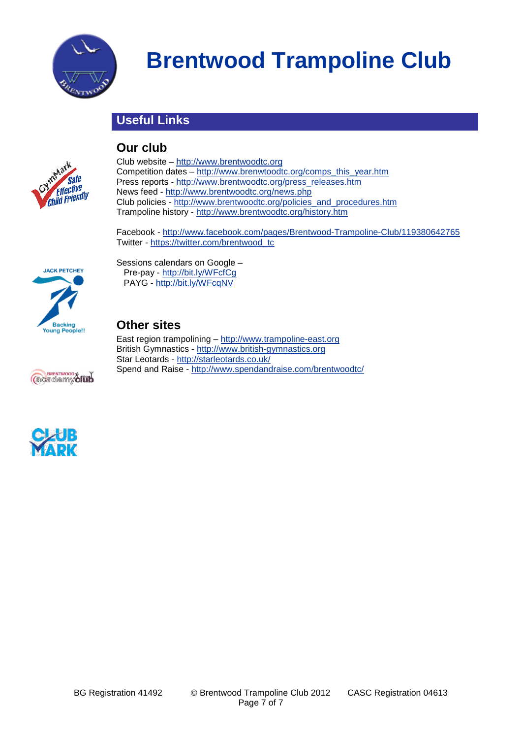# Brentwood Trampoline Club

## Useful Links

### Our club

Club website – http://www.brentwoodtc.org
Competition dates – http://www.brenwtoodtc.org/comps_this_year.htm
Press reports - http://www.brentwoodtc.org/press_releases.htm
News feed - http://www.brentwoodtc.org/news.php
Club policies - http://www.brentwoodtc.org/policies_and_procedures.htm
Trampoline history - http://www.brentwoodtc.org/history.htm

Facebook - http://www.facebook.com/pages/Brentwood-Trampoline-Club/119380642765
Twitter - https://twitter.com/brentwood_tc

Sessions calendars on Google –
Pre-pay - http://bit.ly/WFcfCg
PAYG - http://bit.ly/WFcqNV

### Other sites

East region trampolining – http://www.trampoline-east.org
British Gymnastics - http://www.british-gymnastics.org
Star Leotards - http://starleotards.co.uk/
Spend and Raise - http://www.spendandraise.com/brentwoodtc/

BG Registration 41492 © Brentwood Trampoline Club 2012 CASC Registration 04613